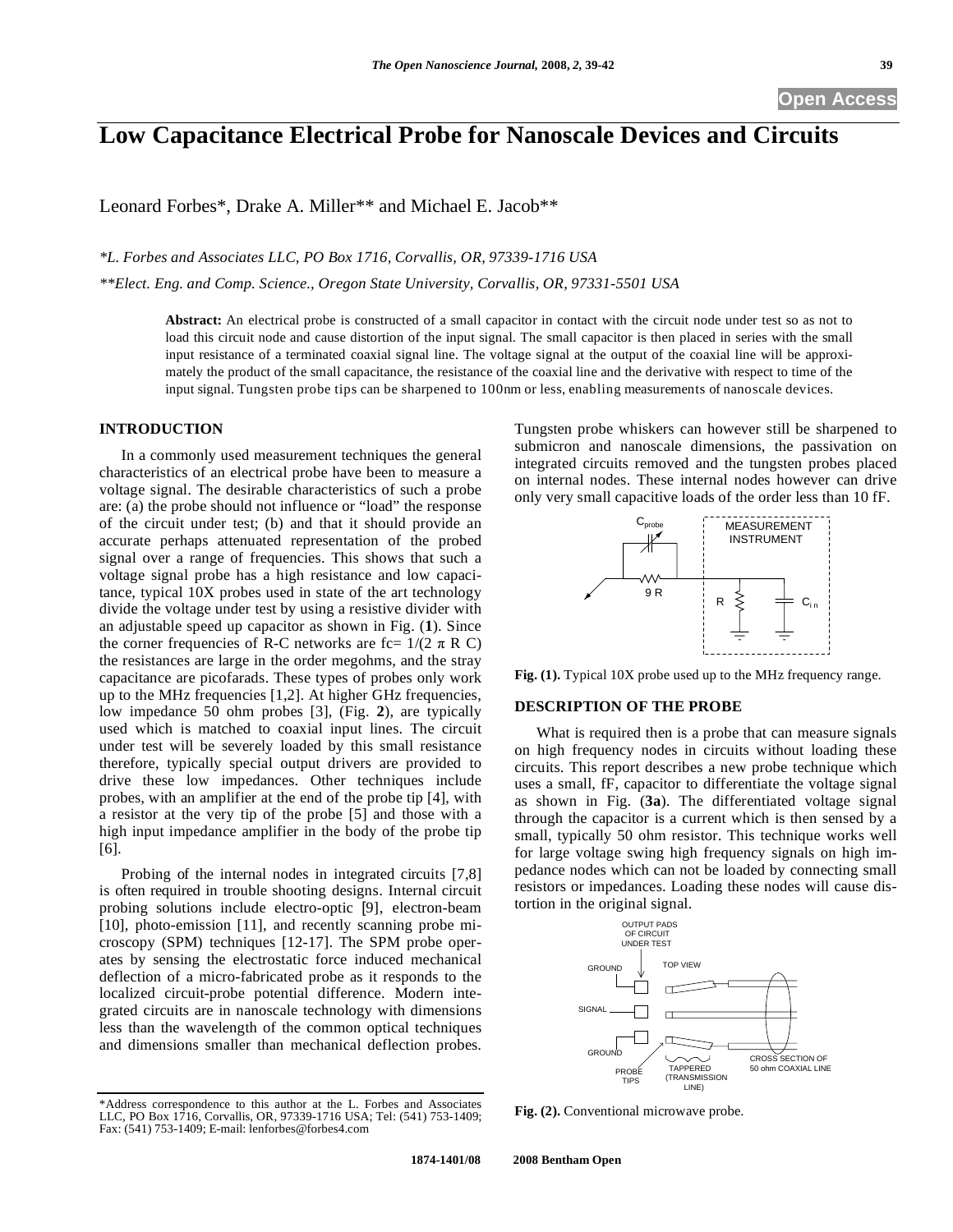# Low Capacitance Electrical Probe for Nanoscale Devices and Circuits

Leonard Forbes*, Drake A. Miller** and Michael E. Jacob**

*\*L. Forbes and Associates LLC, PO Box 1716, Corvallis, OR, 97339-1716 USA*

*\*\*Elect. Eng. and Comp. Science., Oregon State University, Corvallis, OR, 97331-5501 USA*

**Abstract:** An electrical probe is constructed of a small capacitor in contact with the circuit node under test so as not to load this circuit node and cause distortion of the input signal. The small capacitor is then placed in series with the small input resistance of a terminated coaxial signal line. The voltage signal at the output of the coaxial line will be approximately the product of the small capacitance, the resistance of the coaxial line and the derivative with respect to time of the input signal. Tungsten probe tips can be sharpened to 100nm or less, enabling measurements of nanoscale devices.

## INTRODUCTION

In a commonly used measurement techniques the general characteristics of an electrical probe have been to measure a voltage signal. The desirable characteristics of such a probe are: (a) the probe should not influence or "load" the response of the circuit under test; (b) and that it should provide an accurate perhaps attenuated representation of the probed signal over a range of frequencies. This shows that such a voltage signal probe has a high resistance and low capacitance, typical 10X probes used in state of the art technology divide the voltage under test by using a resistive divider with an adjustable speed up capacitor as shown in Fig. (**1**). Since the corner frequencies of R-C networks are fc= $1/(2 \pi R C)$ the resistances are large in the order megohms, and the stray capacitance are picofarads. These types of probes only work up to the MHz frequencies [1,2]. At higher GHz frequencies, low impedance 50 ohm probes [3], (Fig. **2**), are typically used which is matched to coaxial input lines. The circuit under test will be severely loaded by this small resistance therefore, typically special output drivers are provided to drive these low impedances. Other techniques include probes, with an amplifier at the end of the probe tip [4], with a resistor at the very tip of the probe [5] and those with a high input impedance amplifier in the body of the probe tip [6].

Probing of the internal nodes in integrated circuits [7,8] is often required in trouble shooting designs. Internal circuit probing solutions include electro-optic [9], electron-beam [10], photo-emission [11], and recently scanning probe microscopy (SPM) techniques [12-17]. The SPM probe operates by sensing the electrostatic force induced mechanical deflection of a micro-fabricated probe as it responds to the localized circuit-probe potential difference. Modern integrated circuits are in nanoscale technology with dimensions less than the wavelength of the common optical techniques and dimensions smaller than mechanical deflection probes. Tungsten probe whiskers can however still be sharpened to submicron and nanoscale dimensions, the passivation on integrated circuits removed and the tungsten probes placed on internal nodes. These internal nodes however can drive only very small capacitive loads of the order less than 10 fF.

**Fig. (1).** Typical 10X probe used up to the MHz frequency range.

## DESCRIPTION OF THE PROBE

What is required then is a probe that can measure signals on high frequency nodes in circuits without loading these circuits. This report describes a new probe technique which uses a small, fF, capacitor to differentiate the voltage signal as shown in Fig. (**3a**). The differentiated voltage signal through the capacitor is a current which is then sensed by a small, typically 50 ohm resistor. This technique works well for large voltage swing high frequency signals on high impedance nodes which can not be loaded by connecting small resistors or impedances. Loading these nodes will cause distortion in the original signal.

**Fig. (2).** Conventional microwave probe.

*Address correspondence to this author at the L. Forbes and Associates LLC, PO Box 1716, Corvallis, OR, 97339-1716 USA; Tel: (541) 753-1409; Fax: (541) 753-1409; E-mail: lenforbes@forbes4.com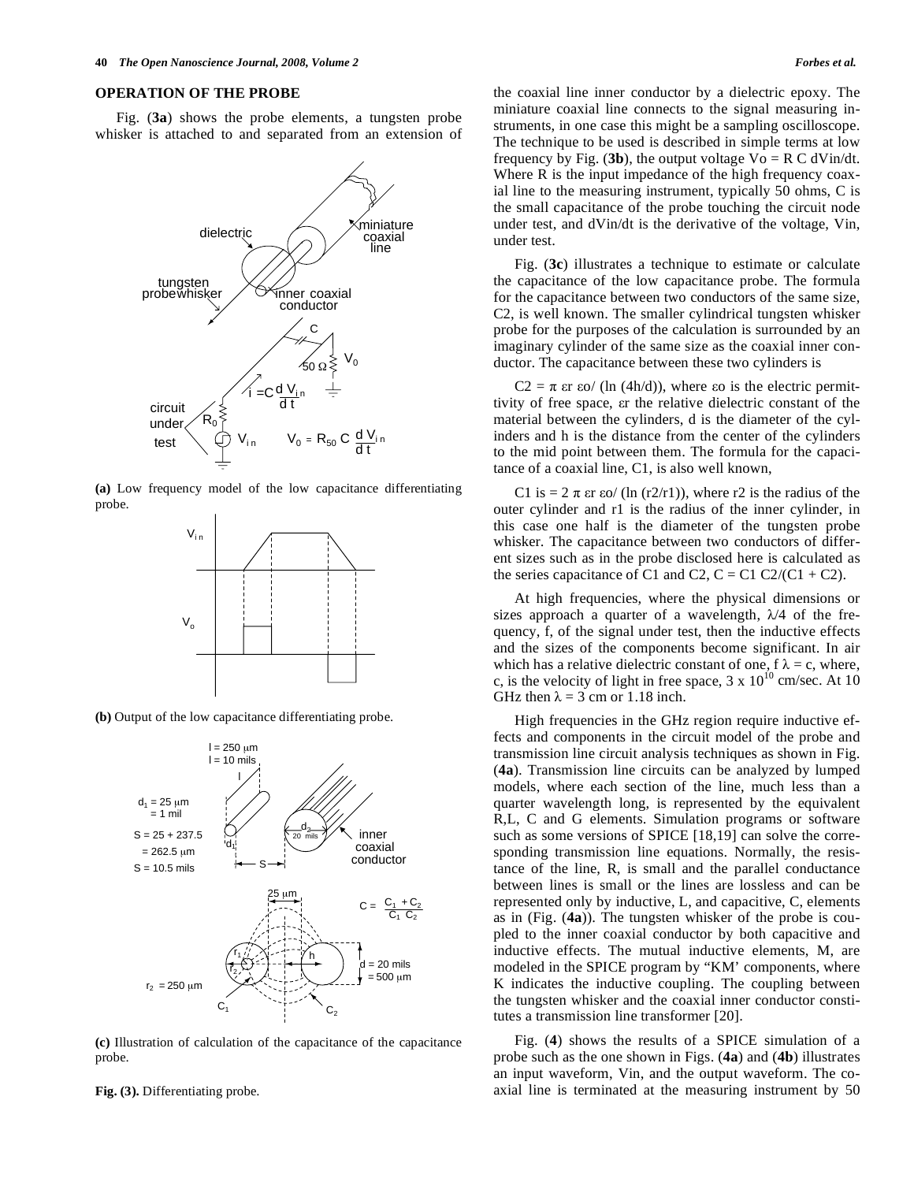## OPERATION OF THE PROBE

Fig. (**3a**) shows the probe elements, a tungsten probe whisker is attached to and separated from an extension of the coaxial line inner conductor by a dielectric epoxy. The miniature coaxial line connects to the signal measuring instruments, in one case this might be a sampling oscilloscope. The technique to be used is described in simple terms at low frequency by Fig. (**3b**), the output voltage Vo = R C dVin/dt. Where R is the input impedance of the high frequency coaxial line to the measuring instrument, typically 50 ohms, C is the small capacitance of the probe touching the circuit node under test, and dVin/dt is the derivative of the voltage, Vin, under test.

**(a)** Low frequency model of the low capacitance differentiating probe.

**(b)** Output of the low capacitance differentiating probe.

**(c)** Illustration of calculation of the capacitance of the capacitance probe.

**Fig. (3).** Differentiating probe.

Fig. (**3c**) illustrates a technique to estimate or calculate the capacitance of the low capacitance probe. The formula for the capacitance between two conductors of the same size, C2, is well known. The smaller cylindrical tungsten whisker probe for the purposes of the calculation is surrounded by an imaginary cylinder of the same size as the coaxial inner conductor. The capacitance between these two cylinders is

C2 = π εr εo/ (ln (4h/d)), where εo is the electric permittivity of free space, εr the relative dielectric constant of the material between the cylinders, d is the diameter of the cylinders and h is the distance from the center of the cylinders to the mid point between them. The formula for the capacitance of a coaxial line, C1, is also well known,

C1 is = 2 π εr εo/ (ln (r2/r1)), where r2 is the radius of the outer cylinder and r1 is the radius of the inner cylinder, in this case one half is the diameter of the tungsten probe whisker. The capacitance between two conductors of different sizes such as in the probe disclosed here is calculated as the series capacitance of C1 and C2, C = C1 C2/(C1 + C2).

At high frequencies, where the physical dimensions or sizes approach a quarter of a wavelength, λ/4 of the frequency, f, of the signal under test, then the inductive effects and the sizes of the components become significant. In air which has a relative dielectric constant of one, f λ = c, where, c, is the velocity of light in free space, 3 x $10^{10}$ cm/sec. At 10 GHz then λ = 3 cm or 1.18 inch.

High frequencies in the GHz region require inductive effects and components in the circuit model of the probe and transmission line circuit analysis techniques as shown in Fig. (**4a**). Transmission line circuits can be analyzed by lumped models, where each section of the line, much less than a quarter wavelength long, is represented by the equivalent R,L, C and G elements. Simulation programs or software such as some versions of SPICE [18,19] can solve the corresponding transmission line equations. Normally, the resistance of the line, R, is small and the parallel conductance between lines is small or the lines are lossless and can be represented only by inductive, L, and capacitive, C, elements as in (Fig. (**4a**)). The tungsten whisker of the probe is coupled to the inner coaxial conductor by both capacitive and inductive effects. The mutual inductive elements, M, are modeled in the SPICE program by "KM' components, where K indicates the inductive coupling. The coupling between the tungsten whisker and the coaxial inner conductor constitutes a transmission line transformer [20].

Fig. (**4**) shows the results of a SPICE simulation of a probe such as the one shown in Figs. (**4a**) and (**4b**) illustrates an input waveform, Vin, and the output waveform. The coaxial line is terminated at the measuring instrument by 50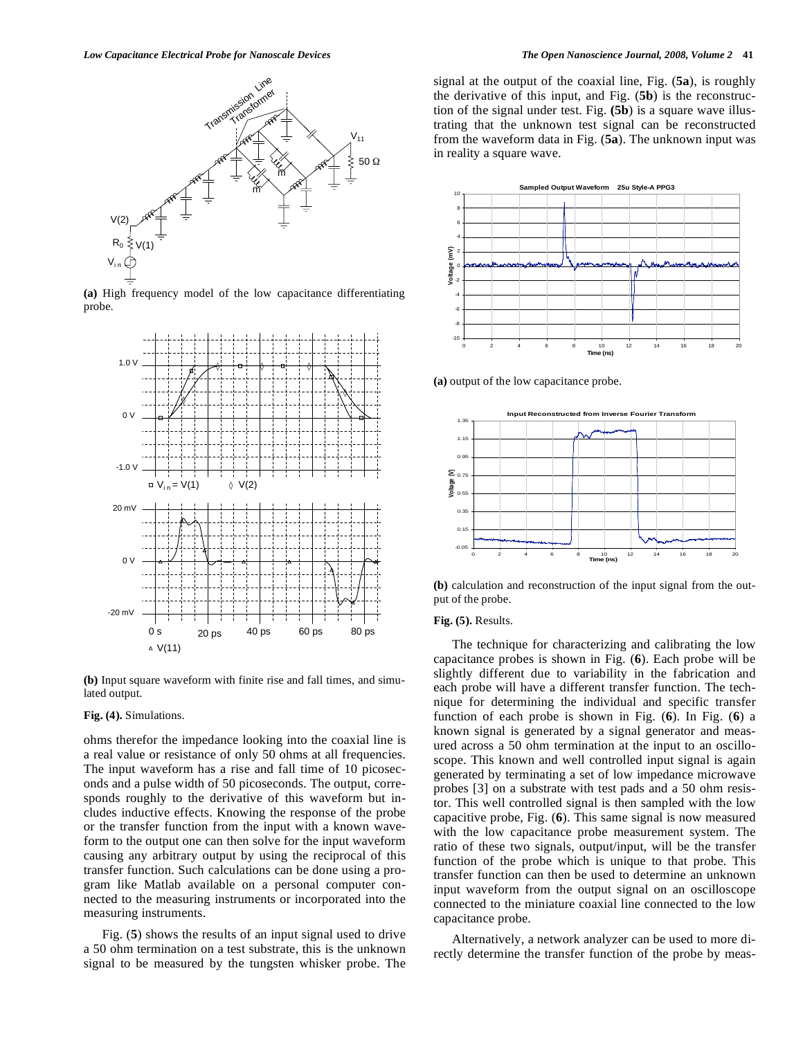**(a)** High frequency model of the low capacitance differentiating probe.

**(b)** Input square waveform with finite rise and fall times, and simulated output.

**Fig. (4).** Simulations.

ohms therefor the impedance looking into the coaxial line is a real value or resistance of only 50 ohms at all frequencies. The input waveform has a rise and fall time of 10 picoseconds and a pulse width of 50 picoseconds. The output, corresponds roughly to the derivative of this waveform but includes inductive effects. Knowing the response of the probe or the transfer function from the input with a known waveform to the output one can then solve for the input waveform causing any arbitrary output by using the reciprocal of this transfer function. Such calculations can be done using a program like Matlab available on a personal computer connected to the measuring instruments or incorporated into the measuring instruments.

Fig. (**5**) shows the results of an input signal used to drive a 50 ohm termination on a test substrate, this is the unknown signal to be measured by the tungsten whisker probe. The signal at the output of the coaxial line, Fig. (**5a**), is roughly the derivative of this input, and Fig. (**5b**) is the reconstruction of the signal under test. Fig. **(5b**) is a square wave illustrating that the unknown test signal can be reconstructed from the waveform data in Fig. (**5a**). The unknown input was in reality a square wave.

**(a)** output of the low capacitance probe.

**(b)** calculation and reconstruction of the input signal from the output of the probe.

**Fig. (5).** Results.

The technique for characterizing and calibrating the low capacitance probes is shown in Fig. (**6**). Each probe will be slightly different due to variability in the fabrication and each probe will have a different transfer function. The technique for determining the individual and specific transfer function of each probe is shown in Fig. (**6**). In Fig. (**6**) a known signal is generated by a signal generator and measured across a 50 ohm termination at the input to an oscilloscope. This known and well controlled input signal is again generated by terminating a set of low impedance microwave probes [3] on a substrate with test pads and a 50 ohm resistor. This well controlled signal is then sampled with the low capacitive probe, Fig. (**6**). This same signal is now measured with the low capacitance probe measurement system. The ratio of these two signals, output/input, will be the transfer function of the probe which is unique to that probe. This transfer function can then be used to determine an unknown input waveform from the output signal on an oscilloscope connected to the miniature coaxial line connected to the low capacitance probe.

Alternatively, a network analyzer can be used to more directly determine the transfer function of the probe by meas-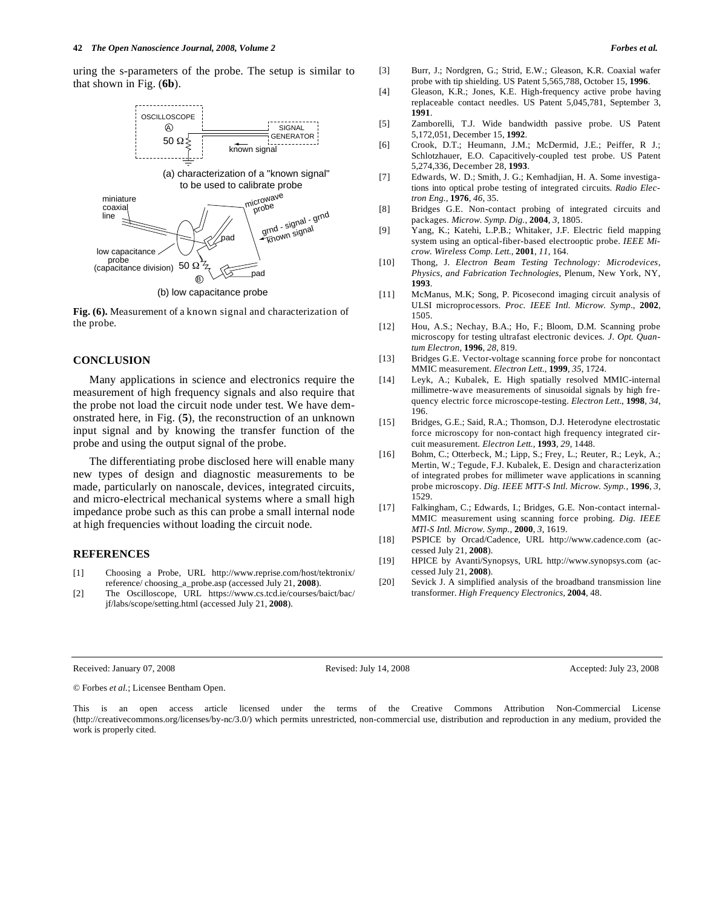uring the s-parameters of the probe. The setup is similar to that shown in Fig. (**6b**).

OSCILLOSCOPE
A
50 Ω
SIGNAL GENERATOR
known signal
(a) characterization of a "known signal" to be used to calibrate probe
miniature coaxial line
microwave probe
grnd - signal - grnd
known signal
pad
low capacitance probe (capacitance division)
50 Ω
B
pad
(b) low capacitance probe

**Fig. (6).** Measurement of a known signal and characterization of the probe.

## CONCLUSION

Many applications in science and electronics require the measurement of high frequency signals and also require that the probe not load the circuit node under test. We have demonstrated here, in Fig. (**5**), the reconstruction of an unknown input signal and by knowing the transfer function of the probe and using the output signal of the probe.

The differentiating probe disclosed here will enable many new types of design and diagnostic measurements to be made, particularly on nanoscale, devices, integrated circuits, and micro-electrical mechanical systems where a small high impedance probe such as this can probe a small internal node at high frequencies without loading the circuit node.

## REFERENCES

[1] Choosing a Probe, URL http://www.reprise.com/host/tektronix/reference/ choosing_a_probe.asp (accessed July 21, **2008**).

[2] The Oscilloscope, URL https://www.cs.tcd.ie/courses/baict/bac/jf/labs/scope/setting.html (accessed July 21, **2008**).

[3] Burr, J.; Nordgren, G.; Strid, E.W.; Gleason, K.R. Coaxial wafer probe with tip shielding. US Patent 5,565,788, October 15, **1996**.

[4] Gleason, K.R.; Jones, K.E. High-frequency active probe having replaceable contact needles. US Patent 5,045,781, September 3, **1991**.

[5] Zamborelli, T.J. Wide bandwidth passive probe. US Patent 5,172,051, December 15, **1992**.

[6] Crook, D.T.; Heumann, J.M.; McDermid, J.E.; Peiffer, R J.; Schlotzhauer, E.O. Capacitively-coupled test probe. US Patent 5,274,336, December 28, **1993**.

[7] Edwards, W. D.; Smith, J. G.; Kemhadjian, H. A. Some investigations into optical probe testing of integrated circuits. *Radio Electron Eng.*, **1976**, *46*, 35.

[8] Bridges G.E. Non-contact probing of integrated circuits and packages. *Microw. Symp. Dig.*, **2004**, *3*, 1805.

[9] Yang, K.; Katehi, L.P.B.; Whitaker, J.F. Electric field mapping system using an optical-fiber-based electrooptic probe. *IEEE Microw. Wireless Comp. Lett.*, **2001**, *11*, 164.

[10] Thong, J. *Electron Beam Testing Technology: Microdevices, Physics, and Fabrication Technologies*, Plenum, New York, NY, **1993**.

[11] McManus, M.K; Song, P. Picosecond imaging circuit analysis of ULSI microprocessors. *Proc. IEEE Intl. Microw. Symp*., **2002**, 1505.

[12] Hou, A.S.; Nechay, B.A.; Ho, F.; Bloom, D.M. Scanning probe microscopy for testing ultrafast electronic devices. *J. Opt. Quantum Electron*, **1996**, *28*, 819.

[13] Bridges G.E. Vector-voltage scanning force probe for noncontact MMIC measurement. *Electron Lett.*, **1999**, *35*, 1724.

[14] Leyk, A.; Kubalek, E. High spatially resolved MMIC-internal millimetre-wave measurements of sinusoidal signals by high frequency electric force microscope-testing. *Electron Lett*., **1998**, *34*, 196.

[15] Bridges, G.E.; Said, R.A.; Thomson, D.J. Heterodyne electrostatic force microscopy for non-contact high frequency integrated circuit measurement. *Electron Lett.*, **1993**, *29*, 1448.

[16] Bohm, C.; Otterbeck, M.; Lipp, S.; Frey, L.; Reuter, R.; Leyk, A.; Mertin, W.; Tegude, F.J. Kubalek, E. Design and characterization of integrated probes for millimeter wave applications in scanning probe microscopy. *Dig. IEEE MTT-S Intl. Microw. Symp.*, **1996**, *3*, 1529.

[17] Falkingham, C.; Edwards, I.; Bridges, G.E. Non-contact internal-MMIC measurement using scanning force probing. *Dig. IEEE MTl-S Intl. Microw. Symp.*, **2000**, *3*, 1619.

[18] PSPICE by Orcad/Cadence, URL http://www.cadence.com (accessed July 21, **2008**).

[19] HPICE by Avanti/Synopsys, URL http://www.synopsys.com (accessed July 21, **2008**).

[20] Sevick J. A simplified analysis of the broadband transmission line transformer. *High Frequency Electronics*, **2004**, 48.

Received: January 07, 2008 Revised: July 14, 2008 Accepted: July 23, 2008

© Forbes *et al.*; Licensee Bentham Open.

This is an open access article licensed under the terms of the Creative Commons Attribution Non-Commercial License (http://creativecommons.org/licenses/by-nc/3.0/) which permits unrestricted, non-commercial use, distribution and reproduction in any medium, provided the work is properly cited.